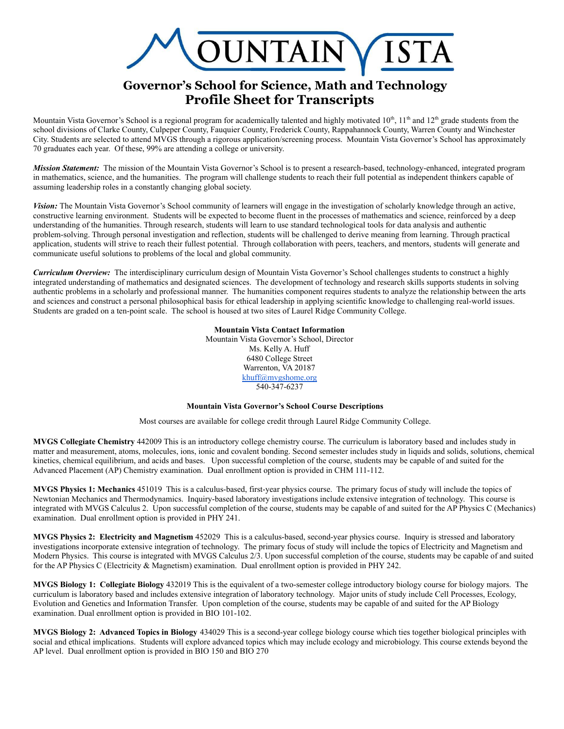# MOUNTAIN VISTA

## Governor's School for Science, Math and Technology
## Profile Sheet for Transcripts

Mountain Vista Governor's School is a regional program for academically talented and highly motivated $10^{th}$, $11^{th}$ and $12^{th}$ grade students from the school divisions of Clarke County, Culpeper County, Fauquier County, Frederick County, Rappahannock County, Warren County and Winchester City. Students are selected to attend MVGS through a rigorous application/screening process. Mountain Vista Governor's School has approximately 70 graduates each year. Of these, 99% are attending a college or university.

***Mission Statement:*** The mission of the Mountain Vista Governor's School is to present a research-based, technology-enhanced, integrated program in mathematics, science, and the humanities. The program will challenge students to reach their full potential as independent thinkers capable of assuming leadership roles in a constantly changing global society.

***Vision:*** The Mountain Vista Governor's School community of learners will engage in the investigation of scholarly knowledge through an active, constructive learning environment. Students will be expected to become fluent in the processes of mathematics and science, reinforced by a deep understanding of the humanities. Through research, students will learn to use standard technological tools for data analysis and authentic problem-solving. Through personal investigation and reflection, students will be challenged to derive meaning from learning. Through practical application, students will strive to reach their fullest potential. Through collaboration with peers, teachers, and mentors, students will generate and communicate useful solutions to problems of the local and global community.

***Curriculum Overview:*** The interdisciplinary curriculum design of Mountain Vista Governor's School challenges students to construct a highly integrated understanding of mathematics and designated sciences. The development of technology and research skills supports students in solving authentic problems in a scholarly and professional manner. The humanities component requires students to analyze the relationship between the arts and sciences and construct a personal philosophical basis for ethical leadership in applying scientific knowledge to challenging real-world issues. Students are graded on a ten-point scale. The school is housed at two sites of Laurel Ridge Community College.

**Mountain Vista Contact Information**
Mountain Vista Governor's School, Director
Ms. Kelly A. Huff
6480 College Street
Warrenton, VA 20187
khuff@mvgshome.org
540-347-6237

**Mountain Vista Governor's School Course Descriptions**

Most courses are available for college credit through Laurel Ridge Community College.

**MVGS Collegiate Chemistry** 442009 This is an introductory college chemistry course. The curriculum is laboratory based and includes study in matter and measurement, atoms, molecules, ions, ionic and covalent bonding. Second semester includes study in liquids and solids, solutions, chemical kinetics, chemical equilibrium, and acids and bases. Upon successful completion of the course, students may be capable of and suited for the Advanced Placement (AP) Chemistry examination. Dual enrollment option is provided in CHM 111-112.

**MVGS Physics 1: Mechanics** 451019 This is a calculus-based, first-year physics course. The primary focus of study will include the topics of Newtonian Mechanics and Thermodynamics. Inquiry-based laboratory investigations include extensive integration of technology. This course is integrated with MVGS Calculus 2. Upon successful completion of the course, students may be capable of and suited for the AP Physics C (Mechanics) examination. Dual enrollment option is provided in PHY 241.

**MVGS Physics 2: Electricity and Magnetism** 452029 This is a calculus-based, second-year physics course. Inquiry is stressed and laboratory investigations incorporate extensive integration of technology. The primary focus of study will include the topics of Electricity and Magnetism and Modern Physics. This course is integrated with MVGS Calculus 2/3. Upon successful completion of the course, students may be capable of and suited for the AP Physics C (Electricity & Magnetism) examination. Dual enrollment option is provided in PHY 242.

**MVGS Biology 1: Collegiate Biology** 432019 This is the equivalent of a two-semester college introductory biology course for biology majors. The curriculum is laboratory based and includes extensive integration of laboratory technology. Major units of study include Cell Processes, Ecology, Evolution and Genetics and Information Transfer. Upon completion of the course, students may be capable of and suited for the AP Biology examination. Dual enrollment option is provided in BIO 101-102.

**MVGS Biology 2: Advanced Topics in Biology** 434029 This is a second-year college biology course which ties together biological principles with social and ethical implications. Students will explore advanced topics which may include ecology and microbiology. This course extends beyond the AP level. Dual enrollment option is provided in BIO 150 and BIO 270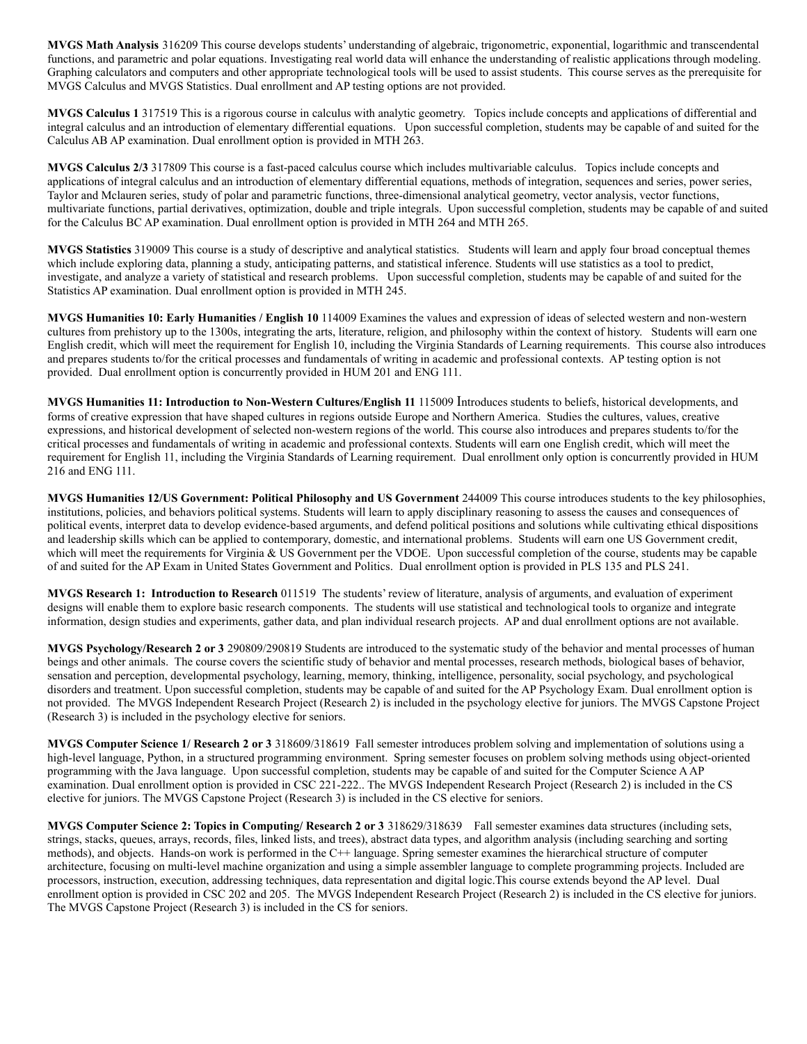**MVGS Math Analysis** 316209 This course develops students' understanding of algebraic, trigonometric, exponential, logarithmic and transcendental functions, and parametric and polar equations. Investigating real world data will enhance the understanding of realistic applications through modeling. Graphing calculators and computers and other appropriate technological tools will be used to assist students. This course serves as the prerequisite for MVGS Calculus and MVGS Statistics. Dual enrollment and AP testing options are not provided.

**MVGS Calculus 1** 317519 This is a rigorous course in calculus with analytic geometry. Topics include concepts and applications of differential and integral calculus and an introduction of elementary differential equations. Upon successful completion, students may be capable of and suited for the Calculus AB AP examination. Dual enrollment option is provided in MTH 263.

**MVGS Calculus 2/3** 317809 This course is a fast-paced calculus course which includes multivariable calculus. Topics include concepts and applications of integral calculus and an introduction of elementary differential equations, methods of integration, sequences and series, power series, Taylor and Mclauren series, study of polar and parametric functions, three-dimensional analytical geometry, vector analysis, vector functions, multivariate functions, partial derivatives, optimization, double and triple integrals. Upon successful completion, students may be capable of and suited for the Calculus BC AP examination. Dual enrollment option is provided in MTH 264 and MTH 265.

**MVGS Statistics** 319009 This course is a study of descriptive and analytical statistics. Students will learn and apply four broad conceptual themes which include exploring data, planning a study, anticipating patterns, and statistical inference. Students will use statistics as a tool to predict, investigate, and analyze a variety of statistical and research problems. Upon successful completion, students may be capable of and suited for the Statistics AP examination. Dual enrollment option is provided in MTH 245.

**MVGS Humanities 10: Early Humanities / English 10** 114009 Examines the values and expression of ideas of selected western and non-western cultures from prehistory up to the 1300s, integrating the arts, literature, religion, and philosophy within the context of history. Students will earn one English credit, which will meet the requirement for English 10, including the Virginia Standards of Learning requirements. This course also introduces and prepares students to/for the critical processes and fundamentals of writing in academic and professional contexts. AP testing option is not provided. Dual enrollment option is concurrently provided in HUM 201 and ENG 111.

**MVGS Humanities 11: Introduction to Non-Western Cultures/English 11** 115009 Introduces students to beliefs, historical developments, and forms of creative expression that have shaped cultures in regions outside Europe and Northern America. Studies the cultures, values, creative expressions, and historical development of selected non-western regions of the world. This course also introduces and prepares students to/for the critical processes and fundamentals of writing in academic and professional contexts. Students will earn one English credit, which will meet the requirement for English 11, including the Virginia Standards of Learning requirement. Dual enrollment only option is concurrently provided in HUM 216 and ENG 111.

**MVGS Humanities 12/US Government: Political Philosophy and US Government** 244009 This course introduces students to the key philosophies, institutions, policies, and behaviors political systems. Students will learn to apply disciplinary reasoning to assess the causes and consequences of political events, interpret data to develop evidence-based arguments, and defend political positions and solutions while cultivating ethical dispositions and leadership skills which can be applied to contemporary, domestic, and international problems. Students will earn one US Government credit, which will meet the requirements for Virginia & US Government per the VDOE. Upon successful completion of the course, students may be capable of and suited for the AP Exam in United States Government and Politics. Dual enrollment option is provided in PLS 135 and PLS 241.

**MVGS Research 1: Introduction to Research** 011519 The students' review of literature, analysis of arguments, and evaluation of experiment designs will enable them to explore basic research components. The students will use statistical and technological tools to organize and integrate information, design studies and experiments, gather data, and plan individual research projects. AP and dual enrollment options are not available.

**MVGS Psychology/Research 2 or 3** 290809/290819 Students are introduced to the systematic study of the behavior and mental processes of human beings and other animals. The course covers the scientific study of behavior and mental processes, research methods, biological bases of behavior, sensation and perception, developmental psychology, learning, memory, thinking, intelligence, personality, social psychology, and psychological disorders and treatment. Upon successful completion, students may be capable of and suited for the AP Psychology Exam. Dual enrollment option is not provided. The MVGS Independent Research Project (Research 2) is included in the psychology elective for juniors. The MVGS Capstone Project (Research 3) is included in the psychology elective for seniors.

**MVGS Computer Science 1/ Research 2 or 3** 318609/318619 Fall semester introduces problem solving and implementation of solutions using a high-level language, Python, in a structured programming environment. Spring semester focuses on problem solving methods using object-oriented programming with the Java language. Upon successful completion, students may be capable of and suited for the Computer Science A AP examination. Dual enrollment option is provided in CSC 221-222.. The MVGS Independent Research Project (Research 2) is included in the CS elective for juniors. The MVGS Capstone Project (Research 3) is included in the CS elective for seniors.

**MVGS Computer Science 2: Topics in Computing/ Research 2 or 3** 318629/318639 Fall semester examines data structures (including sets, strings, stacks, queues, arrays, records, files, linked lists, and trees), abstract data types, and algorithm analysis (including searching and sorting methods), and objects. Hands-on work is performed in the C++ language. Spring semester examines the hierarchical structure of computer architecture, focusing on multi-level machine organization and using a simple assembler language to complete programming projects. Included are processors, instruction, execution, addressing techniques, data representation and digital logic.This course extends beyond the AP level. Dual enrollment option is provided in CSC 202 and 205. The MVGS Independent Research Project (Research 2) is included in the CS elective for juniors. The MVGS Capstone Project (Research 3) is included in the CS for seniors.